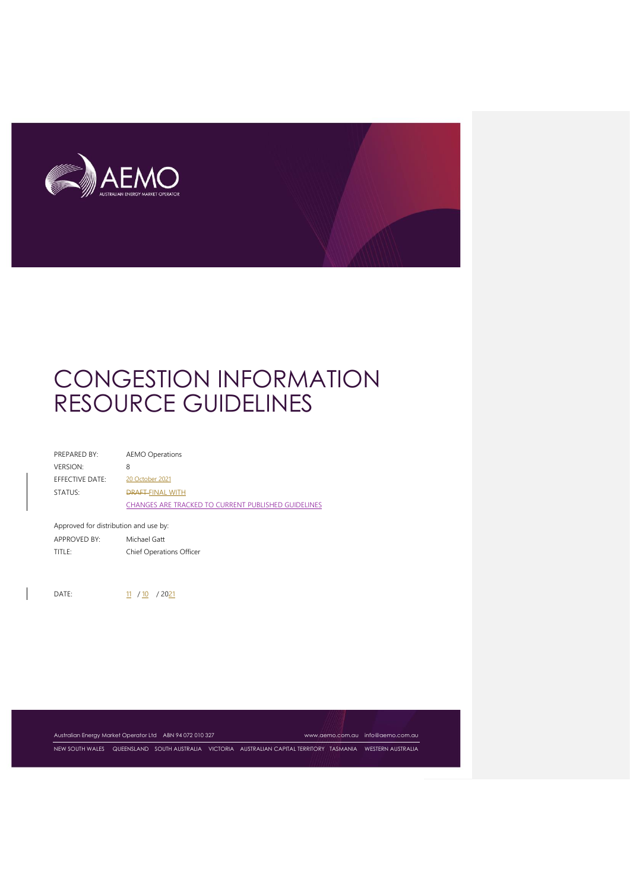AEMO
AUSTRALIAN ENERGY MARKET OPERATOR

# CONGESTION INFORMATION RESOURCE GUIDELINES

| | |
|---|---|
| PREPARED BY: | AEMO Operations |
| VERSION: | 8 |
| EFFECTIVE DATE: | 20 October 2021 |
| STATUS: | ~~DRAFT~~ FINAL WITH CHANGES ARE TRACKED TO CURRENT PUBLISHED GUIDELINES |

Approved for distribution and use by:

| | |
|---|---|
| APPROVED BY: | Michael Gatt |
| TITLE: | Chief Operations Officer |

DATE: 11 / 10 / 2021

Australian Energy Market Operator Ltd ABN 94 072 010 327 www.aemo.com.au info@aemo.com.au

NEW SOUTH WALES QUEENSLAND SOUTH AUSTRALIA VICTORIA AUSTRALIAN CAPITAL TERRITORY TASMANIA WESTERN AUSTRALIA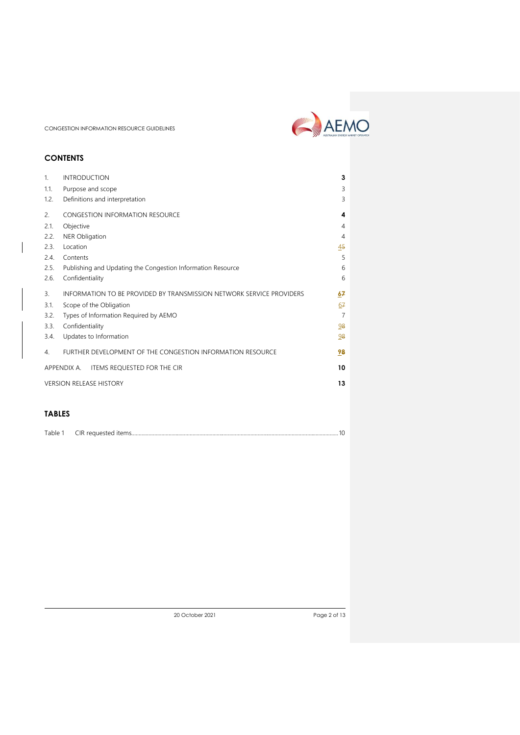## CONTENTS

| | | |
|---|---|---|
| 1. | INTRODUCTION | **3** |
| 1.1. | Purpose and scope | 3 |
| 1.2. | Definitions and interpretation | 3 |
| 2. | CONGESTION INFORMATION RESOURCE | **4** |
| 2.1. | Objective | 4 |
| 2.2. | NER Obligation | 4 |
| 2.3. | Location | 45 |
| 2.4. | Contents | 5 |
| 2.5. | Publishing and Updating the Congestion Information Resource | 6 |
| 2.6. | Confidentiality | 6 |
| 3. | INFORMATION TO BE PROVIDED BY TRANSMISSION NETWORK SERVICE PROVIDERS | **67** |
| 3.1. | Scope of the Obligation | 67 |
| 3.2. | Types of Information Required by AEMO | 7 |
| 3.3. | Confidentiality | 98 |
| 3.4. | Updates to Information | 98 |
| 4. | FURTHER DEVELOPMENT OF THE CONGESTION INFORMATION RESOURCE | **98** |
| APPENDIX A. | ITEMS REQUESTED FOR THE CIR | **10** |
| | VERSION RELEASE HISTORY | **13** |

## TABLES

Table 1 CIR requested items 10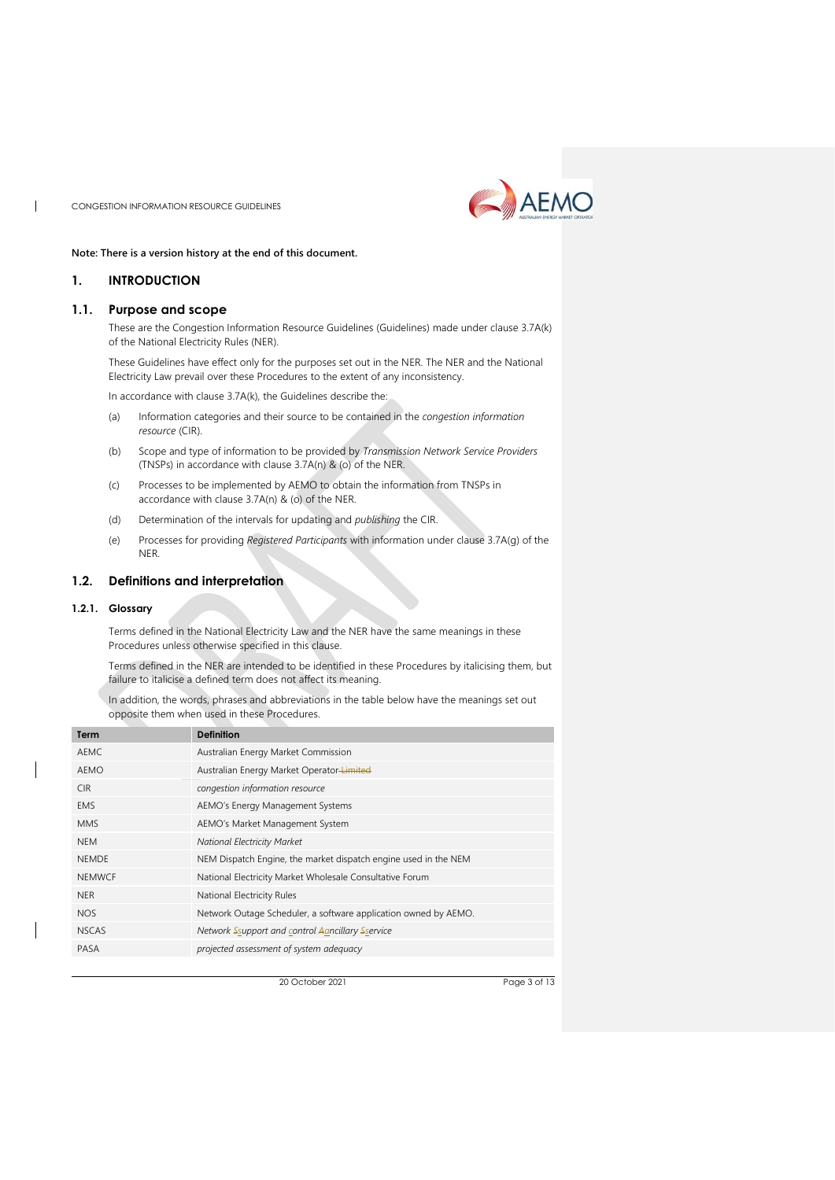Note: There is a version history at the end of this document.

# 1. INTRODUCTION

## 1.1. Purpose and scope

These are the Congestion Information Resource Guidelines (Guidelines) made under clause 3.7A(k) of the National Electricity Rules (NER).

These Guidelines have effect only for the purposes set out in the NER. The NER and the National Electricity Law prevail over these Procedures to the extent of any inconsistency.

In accordance with clause 3.7A(k), the Guidelines describe the:

(a) Information categories and their source to be contained in the *congestion information resource* (CIR).

(b) Scope and type of information to be provided by *Transmission Network Service Providers* (TNSPs) in accordance with clause 3.7A(n) & (o) of the NER.

(c) Processes to be implemented by AEMO to obtain the information from TNSPs in accordance with clause 3.7A(n) & (o) of the NER.

(d) Determination of the intervals for updating and *publishing* the CIR.

(e) Processes for providing *Registered Participants* with information under clause 3.7A(g) of the NER.

## 1.2. Definitions and interpretation

### 1.2.1. Glossary

Terms defined in the National Electricity Law and the NER have the same meanings in these Procedures unless otherwise specified in this clause.

Terms defined in the NER are intended to be identified in these Procedures by italicising them, but failure to italicise a defined term does not affect its meaning.

In addition, the words, phrases and abbreviations in the table below have the meanings set out opposite them when used in these Procedures.

| Term | Definition |
|---|---|
| AEMC | Australian Energy Market Commission |
| AEMO | Australian Energy Market Operator ~~Limited~~ |
| CIR | *congestion information resource* |
| EMS | AEMO's Energy Management Systems |
| MMS | AEMO's Market Management System |
| NEM | *National Electricity Market* |
| NEMDE | NEM Dispatch Engine, the market dispatch engine used in the NEM |
| NEMWCF | National Electricity Market Wholesale Consultative Forum |
| NER | National Electricity Rules |
| NOS | Network Outage Scheduler, a software application owned by AEMO. |
| NSCAS | *Network ~~S~~support and ~~C~~control ~~A~~ancillary ~~S~~service* |
| PASA | *projected assessment of system adequacy* |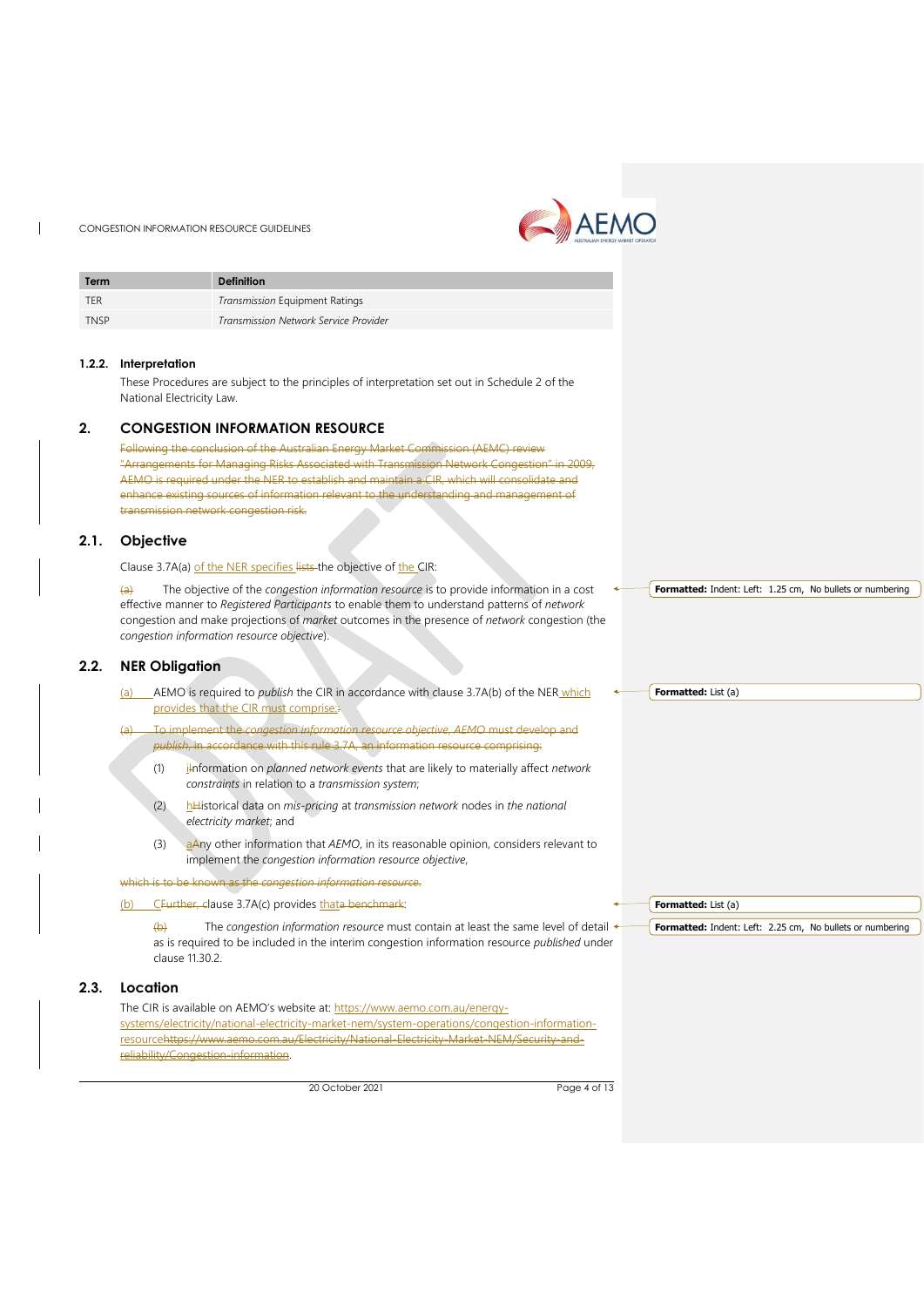| Term | Definition |
|---|---|
| TER | *Transmission* Equipment Ratings |
| TNSP | *Transmission Network Service Provider* |

### 1.2.2. Interpretation

These Procedures are subject to the principles of interpretation set out in Schedule 2 of the National Electricity Law.

## 2. CONGESTION INFORMATION RESOURCE

~~Following the conclusion of the Australian Energy Market Commission (AEMC) review "Arrangements for Managing Risks Associated with Transmission Network Congestion" in 2009, AEMO is required under the NER to establish and maintain a CIR, which will consolidate and enhance existing sources of information relevant to the understanding and management of transmission network congestion risk.~~

### 2.1. Objective

Clause 3.7A(a) of the NER specifies ~~lists~~ the objective of the CIR:

~~(a)~~ The objective of the *congestion information resource* is to provide information in a cost effective manner to *Registered Participants* to enable them to understand patterns of *network* congestion and make projections of *market* outcomes in the presence of *network* congestion (the *congestion information resource objective*).

### 2.2. NER Obligation

(a) AEMO is required to *publish* the CIR in accordance with clause 3.7A(b) of the NER which provides that the CIR must comprise:~~:~~

~~(a) To implement the *congestion information resource objective*, AEMO must develop and *publish*, in accordance with this rule 3.7A, an information resource comprising:~~

(1) iInformation on *planned network events* that are likely to materially affect *network constraints* in relation to a *transmission system*;

(2) hHistorical data on *mis-pricing* at *transmission network* nodes in *the national electricity market*; and

(3) aAny other information that *AEMO*, in its reasonable opinion, considers relevant to implement the *congestion information resource objective*,

~~which is to be known as the *congestion information resource*.~~

(b) CFurther, clause 3.7A(c) provides thata benchmark:

~~(b)~~ The *congestion information resource* must contain at least the same level of detail as is required to be included in the interim congestion information resource *published* under clause 11.30.2.

### 2.3. Location

The CIR is available on AEMO's website at: https://www.aemo.com.au/energy-systems/electricity/national-electricity-market-nem/system-operations/congestion-information-resource~~https://www.aemo.com.au/Electricity/National-Electricity-Market-NEM/Security-and-reliability/Congestion-information~~.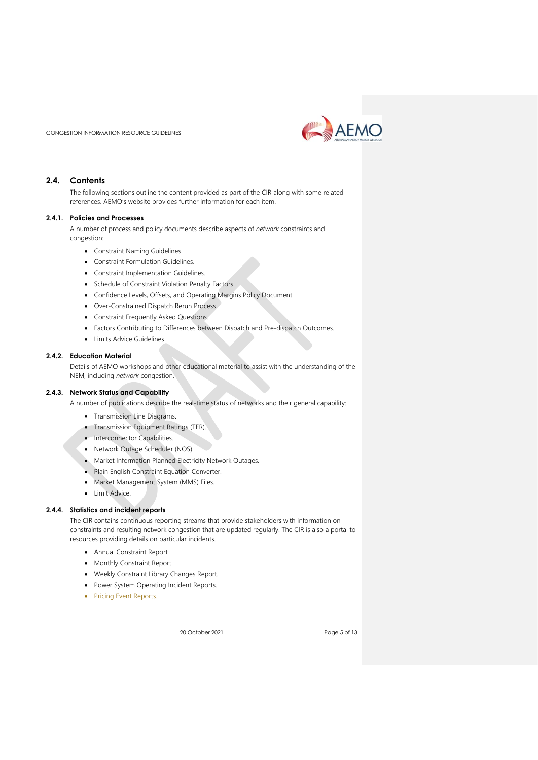## 2.4. Contents

The following sections outline the content provided as part of the CIR along with some related references. AEMO's website provides further information for each item.

### 2.4.1. Policies and Processes

A number of process and policy documents describe aspects of *network* constraints and congestion:

- Constraint Naming Guidelines.
- Constraint Formulation Guidelines.
- Constraint Implementation Guidelines.
- Schedule of Constraint Violation Penalty Factors.
- Confidence Levels, Offsets, and Operating Margins Policy Document.
- Over-Constrained Dispatch Rerun Process.
- Constraint Frequently Asked Questions.
- Factors Contributing to Differences between Dispatch and Pre-dispatch Outcomes.
- Limits Advice Guidelines.

### 2.4.2. Education Material

Details of AEMO workshops and other educational material to assist with the understanding of the NEM, including *network* congestion.

### 2.4.3. Network Status and Capability

A number of publications describe the real-time status of networks and their general capability:

- Transmission Line Diagrams.
- Transmission Equipment Ratings (TER).
- Interconnector Capabilities.
- Network Outage Scheduler (NOS).
- Market Information Planned Electricity Network Outages.
- Plain English Constraint Equation Converter.
- Market Management System (MMS) Files.
- Limit Advice.

### 2.4.4. Statistics and incident reports

The CIR contains continuous reporting streams that provide stakeholders with information on constraints and resulting network congestion that are updated regularly. The CIR is also a portal to resources providing details on particular incidents.

- Annual Constraint Report
- Monthly Constraint Report.
- Weekly Constraint Library Changes Report.
- Power System Operating Incident Reports.
- ~~Pricing Event Reports.~~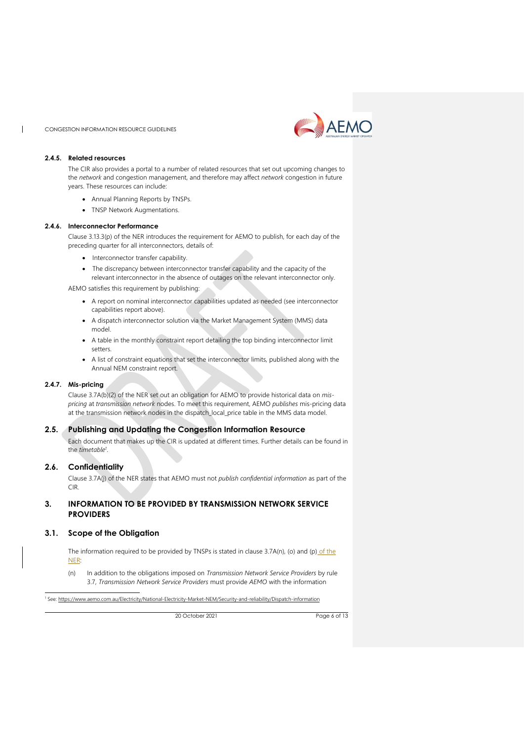#### 2.4.5. Related resources

The CIR also provides a portal to a number of related resources that set out upcoming changes to the *network* and congestion management, and therefore may affect *network* congestion in future years. These resources can include:

- Annual Planning Reports by TNSPs.
- TNSP Network Augmentations.

#### 2.4.6. Interconnector Performance

Clause 3.13.3(p) of the NER introduces the requirement for AEMO to publish, for each day of the preceding quarter for all interconnectors, details of:

- Interconnector transfer capability.
- The discrepancy between interconnector transfer capability and the capacity of the relevant interconnector in the absence of outages on the relevant interconnector only.

AEMO satisfies this requirement by publishing:

- A report on nominal interconnector capabilities updated as needed (see interconnector capabilities report above).
- A dispatch interconnector solution via the Market Management System (MMS) data model.
- A table in the monthly constraint report detailing the top binding interconnector limit setters.
- A list of constraint equations that set the interconnector limits, published along with the Annual NEM constraint report.

#### 2.4.7. Mis-pricing

Clause 3.7A(b)(2) of the NER set out an obligation for AEMO to provide historical data on *mis-pricing* at *transmission network* nodes. To meet this requirement, AEMO *publishes* mis-pricing data at the transmission network nodes in the dispatch_local_price table in the MMS data model.

### 2.5. Publishing and Updating the Congestion Information Resource

Each document that makes up the CIR is updated at different times. Further details can be found in the *timetable*[1].

### 2.6. Confidentiality

Clause 3.7A(j) of the NER states that AEMO must not *publish confidential information* as part of the CIR.

## 3. INFORMATION TO BE PROVIDED BY TRANSMISSION NETWORK SERVICE PROVIDERS

### 3.1. Scope of the Obligation

The information required to be provided by TNSPs is stated in clause 3.7A(n), (o) and (p) of the NER:

(n) In addition to the obligations imposed on *Transmission Network Service Providers* by rule 3.7, *Transmission Network Service Providers* must provide *AEMO* with the information

[1] See: https://www.aemo.com.au/Electricity/National-Electricity-Market-NEM/Security-and-reliability/Dispatch-information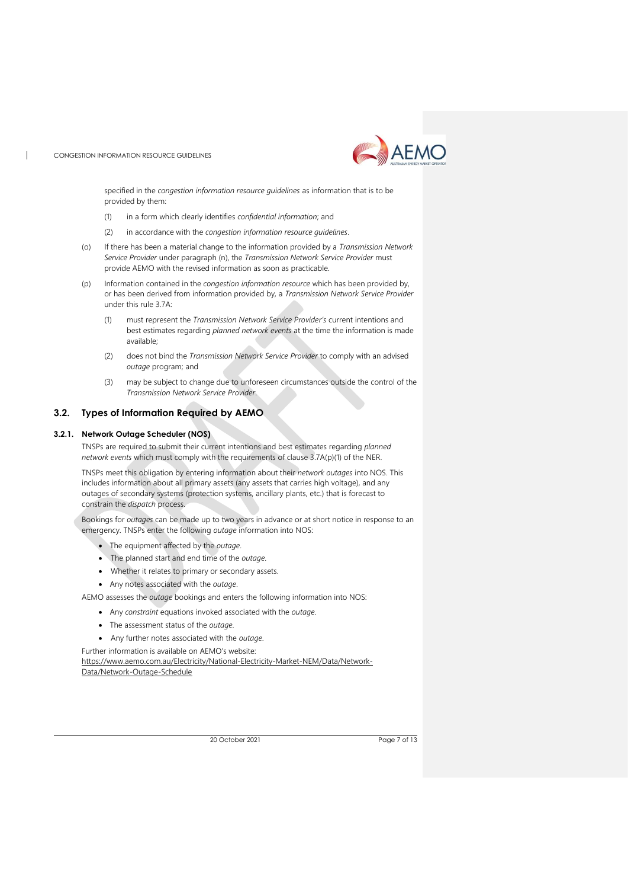specified in the *congestion information resource guidelines* as information that is to be provided by them:

(1) in a form which clearly identifies *confidential information*; and

(2) in accordance with the *congestion information resource guidelines*.

(o) If there has been a material change to the information provided by a *Transmission Network Service Provider* under paragraph (n), the *Transmission Network Service Provider* must provide AEMO with the revised information as soon as practicable.

(p) Information contained in the *congestion information resource* which has been provided by, or has been derived from information provided by, a *Transmission Network Service Provider* under this rule 3.7A:

(1) must represent the *Transmission Network Service Provider's* current intentions and best estimates regarding *planned network events* at the time the information is made available;

(2) does not bind the *Transmission Network Service Provider* to comply with an advised *outage* program; and

(3) may be subject to change due to unforeseen circumstances outside the control of the *Transmission Network Service Provider*.

## 3.2. Types of Information Required by AEMO

### 3.2.1. Network Outage Scheduler (NOS)

TNSPs are required to submit their current intentions and best estimates regarding *planned network events* which must comply with the requirements of clause 3.7A(p)(1) of the NER.

TNSPs meet this obligation by entering information about their *network outages* into NOS. This includes information about all primary assets (any assets that carries high voltage), and any outages of secondary systems (protection systems, ancillary plants, etc.) that is forecast to constrain the *dispatch* process.

Bookings for *outages* can be made up to two years in advance or at short notice in response to an emergency. TNSPs enter the following *outage* information into NOS:

- The equipment affected by the *outage*.
- The planned start and end time of the *outage*.
- Whether it relates to primary or secondary assets.
- Any notes associated with the *outage*.

AEMO assesses the *outage* bookings and enters the following information into NOS:

- Any *constraint* equations invoked associated with the *outage*.
- The assessment status of the *outage*.
- Any further notes associated with the *outage*.

Further information is available on AEMO's website:
https://www.aemo.com.au/Electricity/National-Electricity-Market-NEM/Data/Network-Data/Network-Outage-Schedule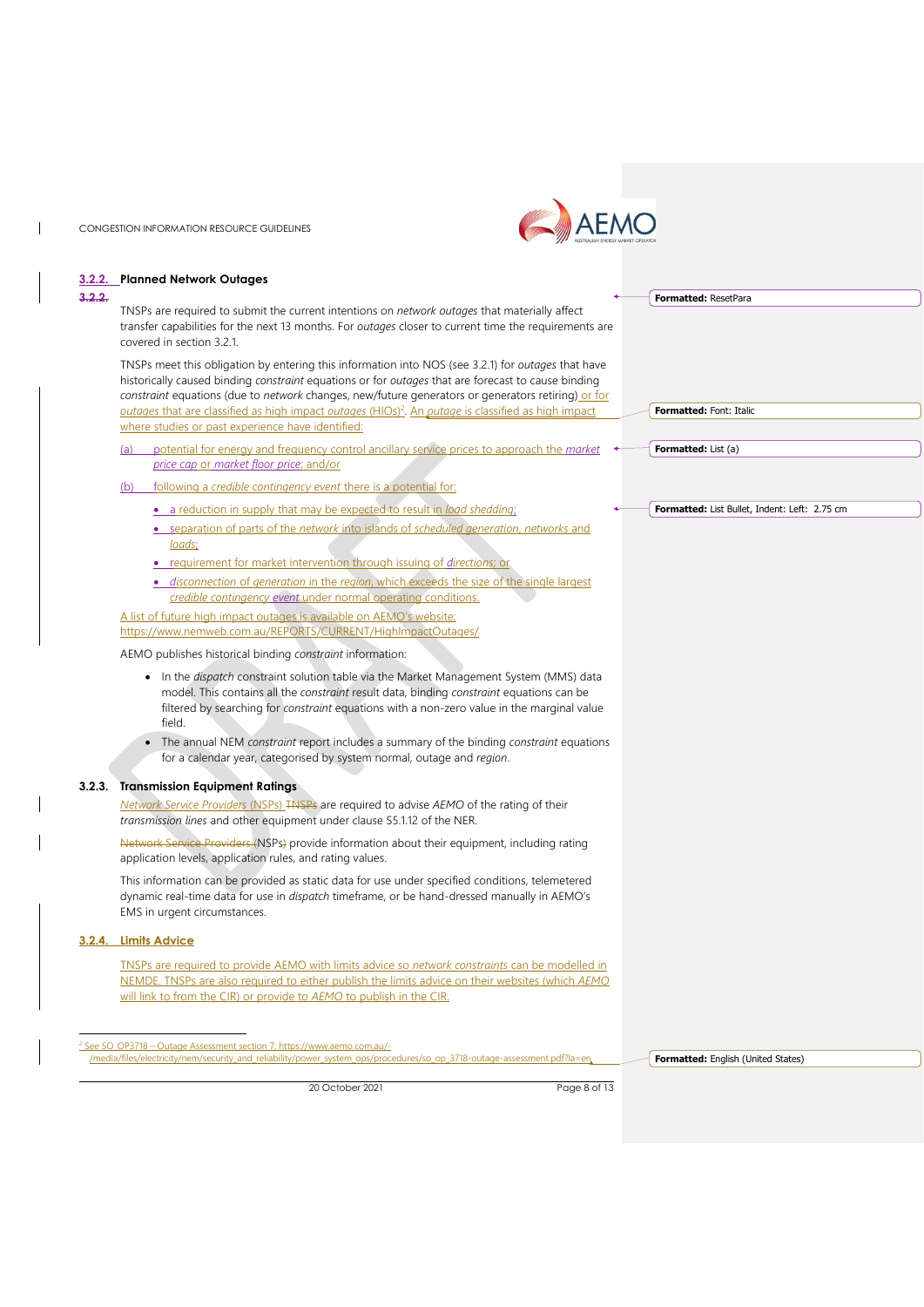### 3.2.2. Planned Network Outages

TNSPs are required to submit the current intentions on *network outages* that materially affect transfer capabilities for the next 13 months. For *outages* closer to current time the requirements are covered in section 3.2.1.

TNSPs meet this obligation by entering this information into NOS (see 3.2.1) for *outages* that have historically caused binding *constraint* equations or for *outages* that are forecast to cause binding *constraint* equations (due to *network* changes, new/future generators or generators retiring) or for *outages* that are classified as high impact *outages* (HIOs)[2]. An *outage* is classified as high impact where studies or past experience have identified:

(a) potential for energy and frequency control ancillary service prices to approach the *market price cap* or *market floor price*; and/or

(b) following a *credible contingency event* there is a potential for:

- a reduction in supply that may be expected to result in *load shedding*;
- separation of parts of the *network* into islands of *scheduled generation, networks* and *loads*;
- requirement for market intervention through issuing of *directions*; or
- *disconnection of generation* in the *region*, which exceeds the size of the single largest *credible contingency event* under normal operating conditions.

A list of future high impact outages is available on AEMO's website: https://www.nemweb.com.au/REPORTS/CURRENT/HighImpactOutages/

AEMO publishes historical binding *constraint* information:

- In the *dispatch* constraint solution table via the Market Management System (MMS) data model. This contains all the *constraint* result data, binding *constraint* equations can be filtered by searching for *constraint* equations with a non-zero value in the marginal value field.
- The annual NEM *constraint* report includes a summary of the binding *constraint* equations for a calendar year, categorised by system normal, outage and *region*.

### 3.2.3. Transmission Equipment Ratings

*Network Service Providers* (NSPs) ~~TNSPs~~ are required to advise *AEMO* of the rating of their *transmission lines* and other equipment under clause S5.1.12 of the NER.

~~Network Service Providers (~~NSPs~~)~~ provide information about their equipment, including rating application levels, application rules, and rating values.

This information can be provided as static data for use under specified conditions, telemetered dynamic real-time data for use in *dispatch* timeframe, or be hand-dressed manually in AEMO's EMS in urgent circumstances.

### 3.2.4. Limits Advice

TNSPs are required to provide AEMO with limits advice so *network constraints* can be modelled in NEMDE. TNSPs are also required to either publish the limits advice on their websites (which *AEMO* will link to from the CIR) or provide to *AEMO* to publish in the CIR.

---

[2] See SO_OP3718 – Outage Assessment section 7: https://www.aemo.com.au/-/media/files/electricity/nem/security_and_reliability/power_system_ops/procedures/so_op_3718-outage-assessment.pdf?la=en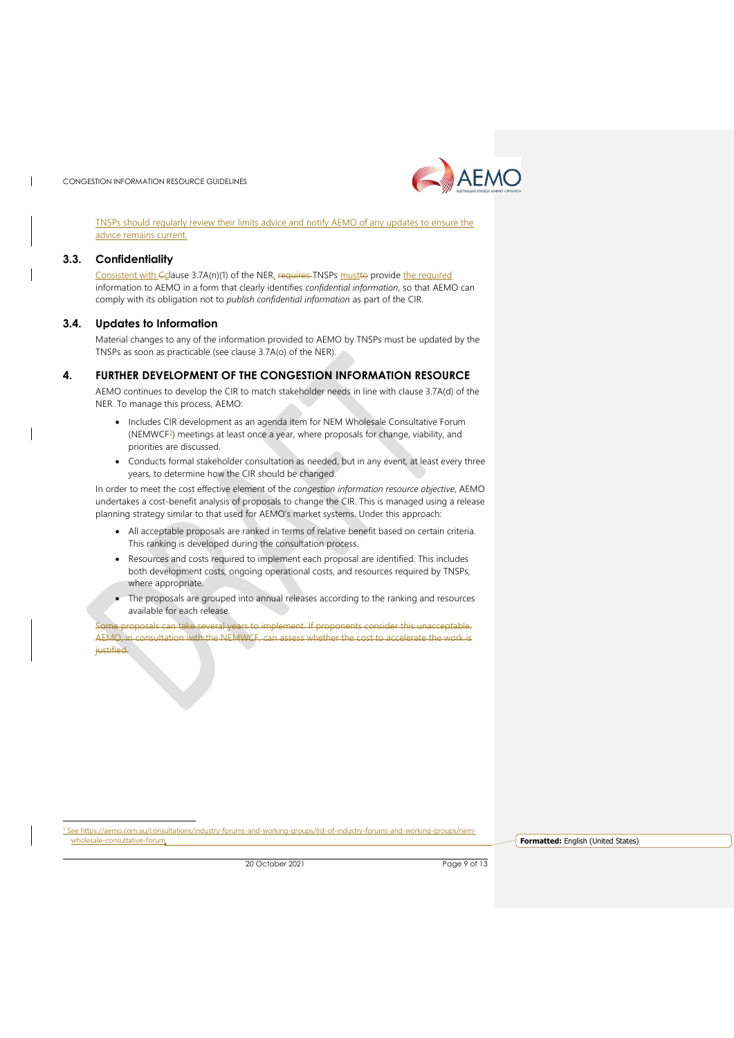TNSPs should regularly review their limits advice and notify AEMO of any updates to ensure the advice remains current.

### 3.3. Confidentiality

Consistent with clause 3.7A(n)(1) of the NER, TNSPs must provide the required information to AEMO in a form that clearly identifies *confidential information*, so that AEMO can comply with its obligation not to *publish confidential information* as part of the CIR.

### 3.4. Updates to Information

Material changes to any of the information provided to AEMO by TNSPs must be updated by the TNSPs as soon as practicable (see clause 3.7A(o) of the NER).

## 4. FURTHER DEVELOPMENT OF THE CONGESTION INFORMATION RESOURCE

AEMO continues to develop the CIR to match stakeholder needs in line with clause 3.7A(d) of the NER. To manage this process, AEMO:

- Includes CIR development as an agenda item for NEM Wholesale Consultative Forum (NEMWCF[3]) meetings at least once a year, where proposals for change, viability, and priorities are discussed.
- Conducts formal stakeholder consultation as needed, but in any event, at least every three years, to determine how the CIR should be changed.

In order to meet the cost effective element of the *congestion information resource objective*, AEMO undertakes a cost-benefit analysis of proposals to change the CIR. This is managed using a release planning strategy similar to that used for AEMO's market systems. Under this approach:

- All acceptable proposals are ranked in terms of relative benefit based on certain criteria. This ranking is developed during the consultation process.
- Resources and costs required to implement each proposal are identified. This includes both development costs, ongoing operational costs, and resources required by TNSPs, where appropriate.
- The proposals are grouped into annual releases according to the ranking and resources available for each release.

~~Some proposals can take several years to implement. If proponents consider this unacceptable, AEMO, in consultation with the NEMWCF, can assess whether the cost to accelerate the work is justified.~~

---

[3] See https://aemo.com.au/consultations/industry-forums-and-working-groups/list-of-industry-forums-and-working-groups/nem-wholesale-consultative-forum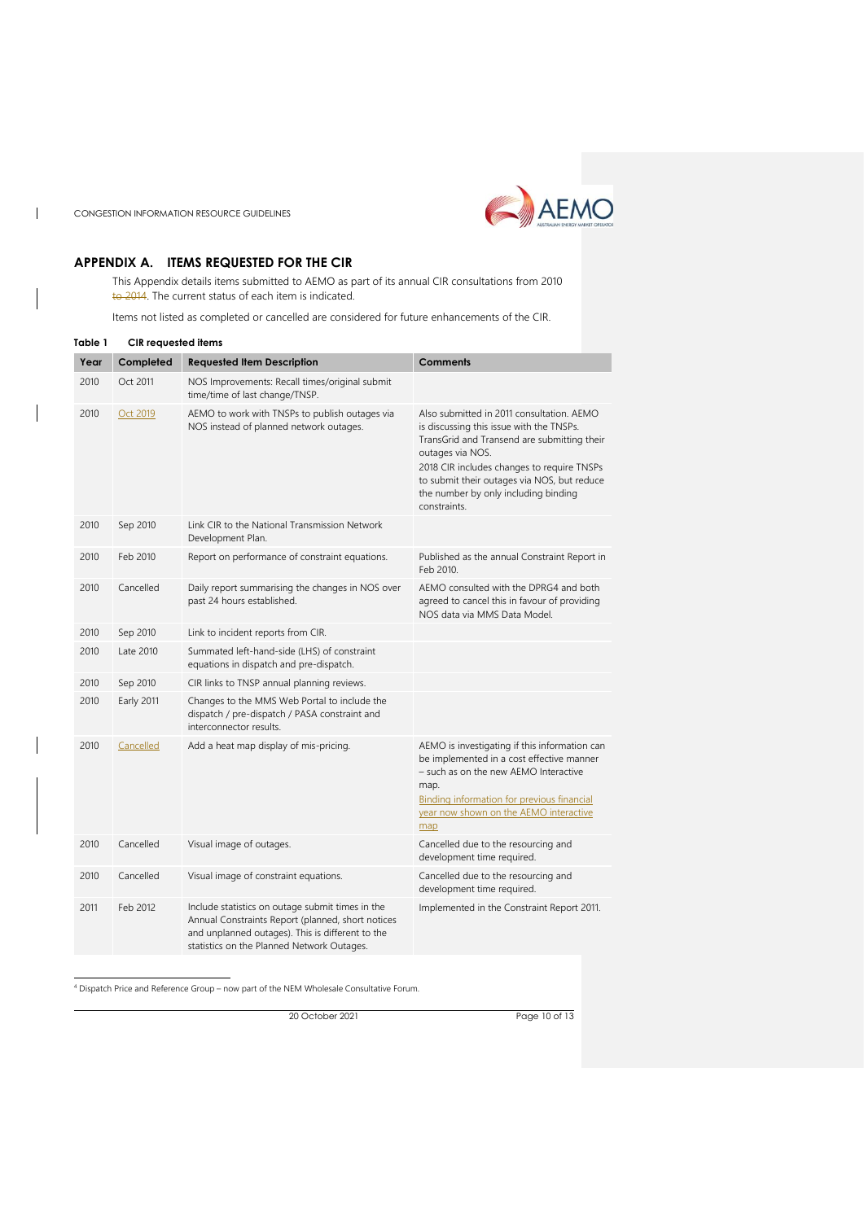# APPENDIX A. ITEMS REQUESTED FOR THE CIR

This Appendix details items submitted to AEMO as part of its annual CIR consultations from 2010 ~~to 2014~~. The current status of each item is indicated.

Items not listed as completed or cancelled are considered for future enhancements of the CIR.

**Table 1 CIR requested items**

| Year | Completed | Requested Item Description | Comments |
|---|---|---|---|
| 2010 | Oct 2011 | NOS Improvements: Recall times/original submit time/time of last change/TNSP. | |
| 2010 | Oct 2019 | AEMO to work with TNSPs to publish outages via NOS instead of planned network outages. | Also submitted in 2011 consultation. AEMO is discussing this issue with the TNSPs. TransGrid and Transend are submitting their outages via NOS.<br>2018 CIR includes changes to require TNSPs to submit their outages via NOS, but reduce the number by only including binding constraints. |
| 2010 | Sep 2010 | Link CIR to the National Transmission Network Development Plan. | |
| 2010 | Feb 2010 | Report on performance of constraint equations. | Published as the annual Constraint Report in Feb 2010. |
| 2010 | Cancelled | Daily report summarising the changes in NOS over past 24 hours established. | AEMO consulted with the DPRG4 and both agreed to cancel this in favour of providing NOS data via MMS Data Model. |
| 2010 | Sep 2010 | Link to incident reports from CIR. | |
| 2010 | Late 2010 | Summated left-hand-side (LHS) of constraint equations in dispatch and pre-dispatch. | |
| 2010 | Sep 2010 | CIR links to TNSP annual planning reviews. | |
| 2010 | Early 2011 | Changes to the MMS Web Portal to include the dispatch / pre-dispatch / PASA constraint and interconnector results. | |
| 2010 | Cancelled | Add a heat map display of mis-pricing. | AEMO is investigating if this information can be implemented in a cost effective manner – such as on the new AEMO Interactive map.<br>Binding information for previous financial year now shown on the AEMO interactive map |
| 2010 | Cancelled | Visual image of outages. | Cancelled due to the resourcing and development time required. |
| 2010 | Cancelled | Visual image of constraint equations. | Cancelled due to the resourcing and development time required. |
| 2011 | Feb 2012 | Include statistics on outage submit times in the Annual Constraints Report (planned, short notices and unplanned outages). This is different to the statistics on the Planned Network Outages. | Implemented in the Constraint Report 2011. |

[4] Dispatch Price and Reference Group – now part of the NEM Wholesale Consultative Forum.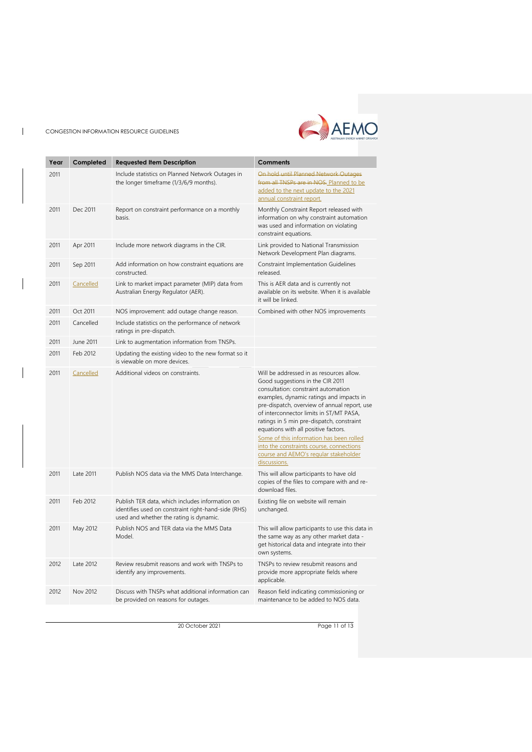| Year | Completed | Requested Item Description | Comments |
|---|---|---|---|
| 2011 | | Include statistics on Planned Network Outages in the longer timeframe (1/3/6/9 months). | ~~On hold until Planned Network Outages from all TNSPs are in NOS.~~ Planned to be added to the next update to the 2021 annual constraint report. |
| 2011 | Dec 2011 | Report on constraint performance on a monthly basis. | Monthly Constraint Report released with information on why constraint automation was used and information on violating constraint equations. |
| 2011 | Apr 2011 | Include more network diagrams in the CIR. | Link provided to National Transmission Network Development Plan diagrams. |
| 2011 | Sep 2011 | Add information on how constraint equations are constructed. | Constraint Implementation Guidelines released. |
| 2011 | Cancelled | Link to market impact parameter (MIP) data from Australian Energy Regulator (AER). | This is AER data and is currently not available on its website. When it is available it will be linked. |
| 2011 | Oct 2011 | NOS improvement: add outage change reason. | Combined with other NOS improvements |
| 2011 | Cancelled | Include statistics on the performance of network ratings in pre-dispatch. | |
| 2011 | June 2011 | Link to augmentation information from TNSPs. | |
| 2011 | Feb 2012 | Updating the existing video to the new format so it is viewable on more devices. | |
| 2011 | Cancelled | Additional videos on constraints. | Will be addressed in as resources allow. Good suggestions in the CIR 2011 consultation: constraint automation examples, dynamic ratings and impacts in pre-dispatch, overview of annual report, use of interconnector limits in ST/MT PASA, ratings in 5 min pre-dispatch, constraint equations with all positive factors. Some of this information has been rolled into the constraints course, connections course and AEMO's regular stakeholder discussions. |
| 2011 | Late 2011 | Publish NOS data via the MMS Data Interchange. | This will allow participants to have old copies of the files to compare with and re-download files. |
| 2011 | Feb 2012 | Publish TER data, which includes information on identifies used on constraint right-hand-side (RHS) used and whether the rating is dynamic. | Existing file on website will remain unchanged. |
| 2011 | May 2012 | Publish NOS and TER data via the MMS Data Model. | This will allow participants to use this data in the same way as any other market data - get historical data and integrate into their own systems. |
| 2012 | Late 2012 | Review resubmit reasons and work with TNSPs to identify any improvements. | TNSPs to review resubmit reasons and provide more appropriate fields where applicable. |
| 2012 | Nov 2012 | Discuss with TNSPs what additional information can be provided on reasons for outages. | Reason field indicating commissioning or maintenance to be added to NOS data. |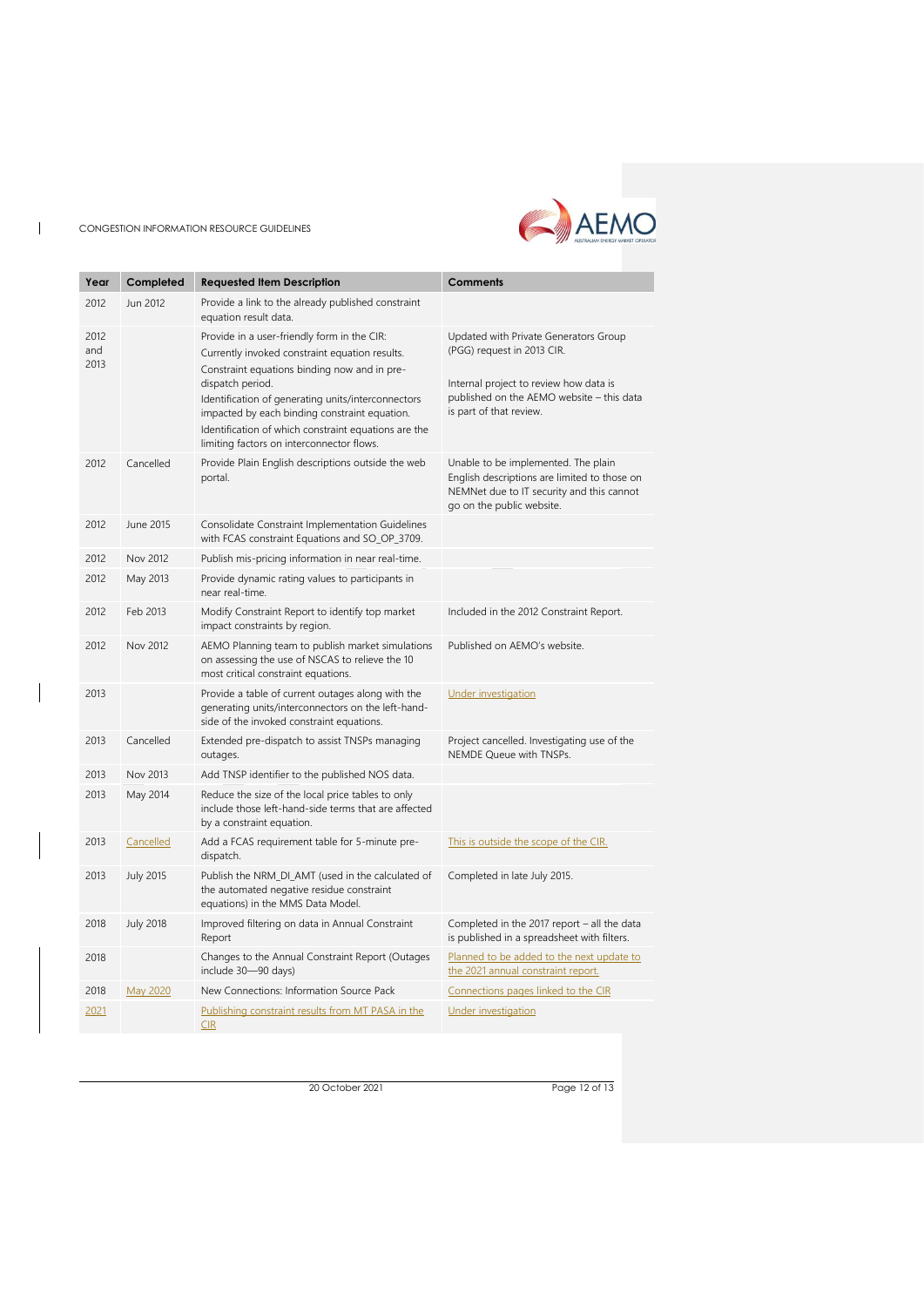| Year | Completed | Requested Item Description | Comments |
|---|---|---|---|
| 2012 | Jun 2012 | Provide a link to the already published constraint equation result data. | |
| 2012 and 2013 | | Provide in a user-friendly form in the CIR: Currently invoked constraint equation results. Constraint equations binding now and in pre-dispatch period. Identification of generating units/interconnectors impacted by each binding constraint equation. Identification of which constraint equations are the limiting factors on interconnector flows. | Updated with Private Generators Group (PGG) request in 2013 CIR. Internal project to review how data is published on the AEMO website – this data is part of that review. |
| 2012 | Cancelled | Provide Plain English descriptions outside the web portal. | Unable to be implemented. The plain English descriptions are limited to those on NEMNet due to IT security and this cannot go on the public website. |
| 2012 | June 2015 | Consolidate Constraint Implementation Guidelines with FCAS constraint Equations and SO_OP_3709. | |
| 2012 | Nov 2012 | Publish mis-pricing information in near real-time. | |
| 2012 | May 2013 | Provide dynamic rating values to participants in near real-time. | |
| 2012 | Feb 2013 | Modify Constraint Report to identify top market impact constraints by region. | Included in the 2012 Constraint Report. |
| 2012 | Nov 2012 | AEMO Planning team to publish market simulations on assessing the use of NSCAS to relieve the 10 most critical constraint equations. | Published on AEMO's website. |
| 2013 | | Provide a table of current outages along with the generating units/interconnectors on the left-hand-side of the invoked constraint equations. | Under investigation |
| 2013 | Cancelled | Extended pre-dispatch to assist TNSPs managing outages. | Project cancelled. Investigating use of the NEMDE Queue with TNSPs. |
| 2013 | Nov 2013 | Add TNSP identifier to the published NOS data. | |
| 2013 | May 2014 | Reduce the size of the local price tables to only include those left-hand-side terms that are affected by a constraint equation. | |
| 2013 | Cancelled | Add a FCAS requirement table for 5-minute pre-dispatch. | This is outside the scope of the CIR. |
| 2013 | July 2015 | Publish the NRM_DI_AMT (used in the calculated of the automated negative residue constraint equations) in the MMS Data Model. | Completed in late July 2015. |
| 2018 | July 2018 | Improved filtering on data in Annual Constraint Report | Completed in the 2017 report – all the data is published in a spreadsheet with filters. |
| 2018 | | Changes to the Annual Constraint Report (Outages include 30—90 days) | Planned to be added to the next update to the 2021 annual constraint report. |
| 2018 | May 2020 | New Connections: Information Source Pack | Connections pages linked to the CIR |
| 2021 | | Publishing constraint results from MT PASA in the CIR | Under investigation |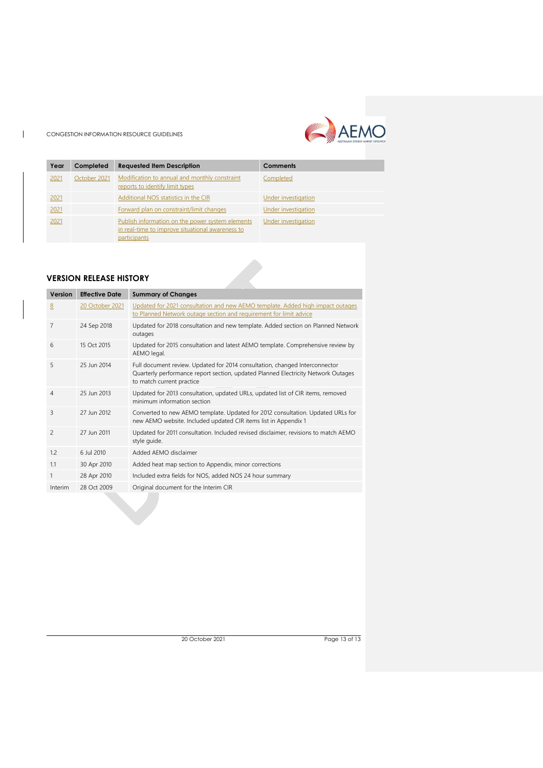| Year | Completed | Requested Item Description | Comments |
|---|---|---|---|
| 2021 | October 2021 | Modification to annual and monthly constraint reports to identify limit types | Completed |
| 2021 | | Additional NOS statistics in the CIR | Under investigation |
| 2021 | | Forward plan on constraint/limit changes | Under investigation |
| 2021 | | Publish information on the power system elements in real-time to improve situational awareness to participants | Under investigation |

## VERSION RELEASE HISTORY

| Version | Effective Date | Summary of Changes |
|---|---|---|
| 8 | 20 October 2021 | Updated for 2021 consultation and new AEMO template. Added high impact outages to Planned Network outage section and requirement for limit advice |
| 7 | 24 Sep 2018 | Updated for 2018 consultation and new template. Added section on Planned Network outages |
| 6 | 15 Oct 2015 | Updated for 2015 consultation and latest AEMO template. Comprehensive review by AEMO legal. |
| 5 | 25 Jun 2014 | Full document review. Updated for 2014 consultation, changed Interconnector Quarterly performance report section, updated Planned Electricity Network Outages to match current practice |
| 4 | 25 Jun 2013 | Updated for 2013 consultation, updated URLs, updated list of CIR items, removed minimum information section |
| 3 | 27 Jun 2012 | Converted to new AEMO template. Updated for 2012 consultation. Updated URLs for new AEMO website. Included updated CIR items list in Appendix 1 |
| 2 | 27 Jun 2011 | Updated for 2011 consultation. Included revised disclaimer, revisions to match AEMO style guide. |
| 1.2 | 6 Jul 2010 | Added AEMO disclaimer |
| 1.1 | 30 Apr 2010 | Added heat map section to Appendix, minor corrections |
| 1 | 28 Apr 2010 | Included extra fields for NOS, added NOS 24 hour summary |
| Interim | 28 Oct 2009 | Original document for the Interim CIR |